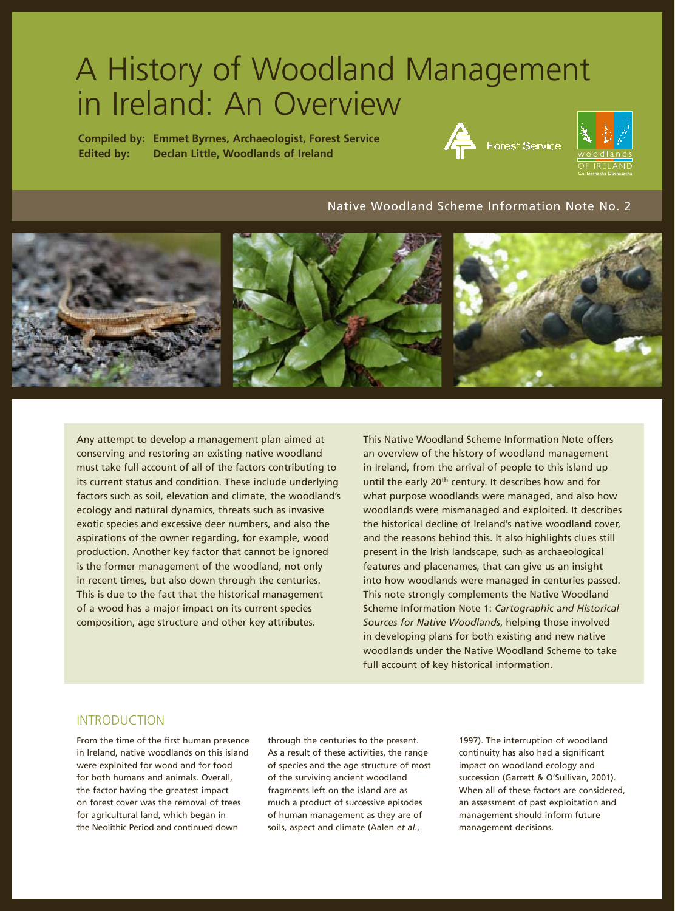# A History of Woodland Management in Ireland: An Overview

**Compiled by: Emmet Byrnes, Archaeologist, Forest Service**
**Edited by: Declan Little, Woodlands of Ireland**

Forest Service

woodlands OF IRELAND
Coillearnacha Dúchasacha

Native Woodland Scheme Information Note No. 2

Any attempt to develop a management plan aimed at conserving and restoring an existing native woodland must take full account of all of the factors contributing to its current status and condition. These include underlying factors such as soil, elevation and climate, the woodland's ecology and natural dynamics, threats such as invasive exotic species and excessive deer numbers, and also the aspirations of the owner regarding, for example, wood production. Another key factor that cannot be ignored is the former management of the woodland, not only in recent times, but also down through the centuries. This is due to the fact that the historical management of a wood has a major impact on its current species composition, age structure and other key attributes.

This Native Woodland Scheme Information Note offers an overview of the history of woodland management in Ireland, from the arrival of people to this island up until the early 20th century. It describes how and for what purpose woodlands were managed, and also how woodlands were mismanaged and exploited. It describes the historical decline of Ireland's native woodland cover, and the reasons behind this. It also highlights clues still present in the Irish landscape, such as archaeological features and placenames, that can give us an insight into how woodlands were managed in centuries passed. This note strongly complements the Native Woodland Scheme Information Note 1: *Cartographic and Historical Sources for Native Woodlands*, helping those involved in developing plans for both existing and new native woodlands under the Native Woodland Scheme to take full account of key historical information.

## INTRODUCTION

From the time of the first human presence in Ireland, native woodlands on this island were exploited for wood and for food for both humans and animals. Overall, the factor having the greatest impact on forest cover was the removal of trees for agricultural land, which began in the Neolithic Period and continued down through the centuries to the present. As a result of these activities, the range of species and the age structure of most of the surviving ancient woodland fragments left on the island are as much a product of successive episodes of human management as they are of soils, aspect and climate (Aalen *et al*., 1997). The interruption of woodland continuity has also had a significant impact on woodland ecology and succession (Garrett & O'Sullivan, 2001). When all of these factors are considered, an assessment of past exploitation and management should inform future management decisions.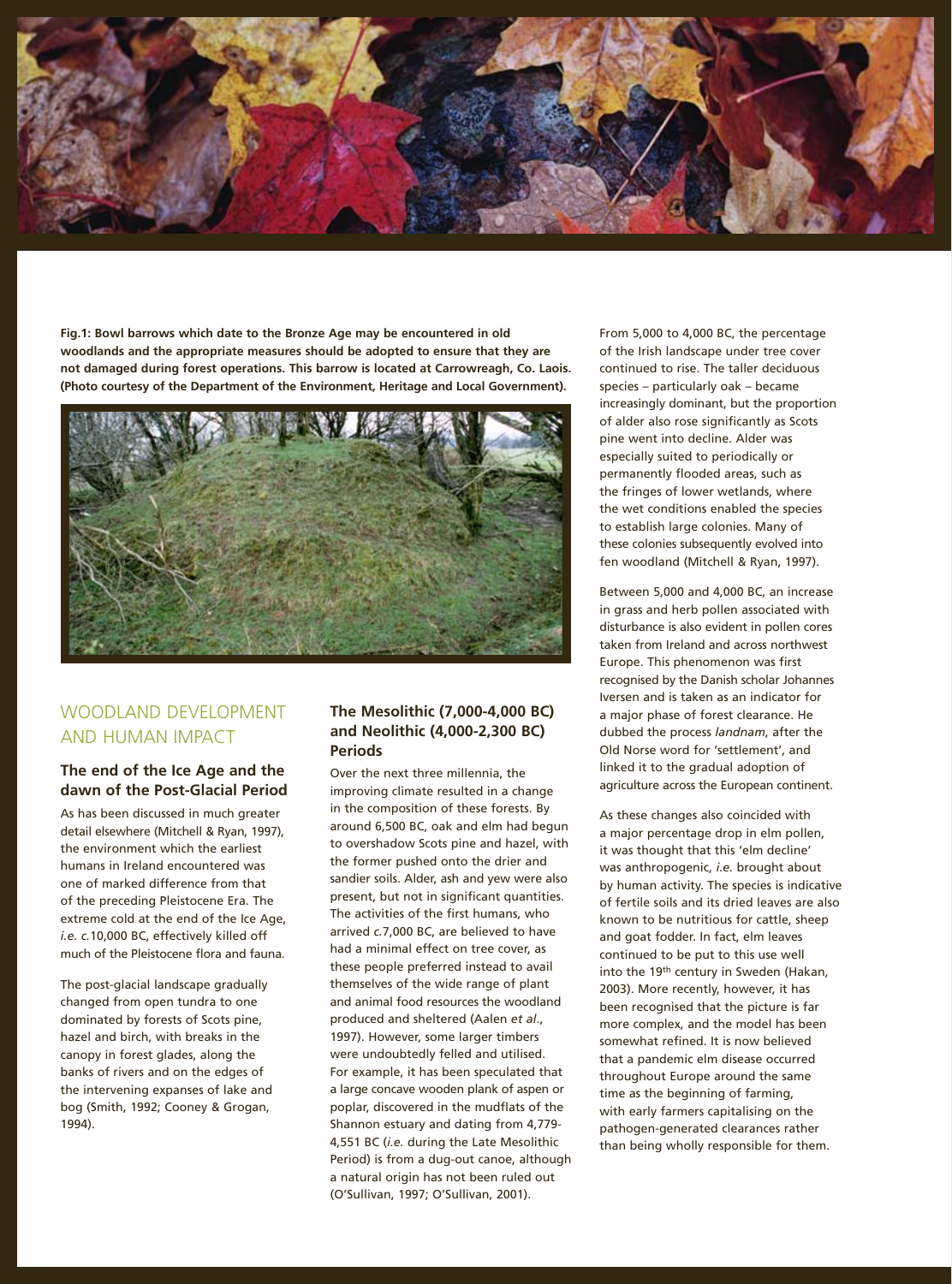**Fig.1: Bowl barrows which date to the Bronze Age may be encountered in old woodlands and the appropriate measures should be adopted to ensure that they are not damaged during forest operations. This barrow is located at Carrowreagh, Co. Laois. (Photo courtesy of the Department of the Environment, Heritage and Local Government).**

## WOODLAND DEVELOPMENT AND HUMAN IMPACT

### The end of the Ice Age and the dawn of the Post-Glacial Period

As has been discussed in much greater detail elsewhere (Mitchell & Ryan, 1997), the environment which the earliest humans in Ireland encountered was one of marked difference from that of the preceding Pleistocene Era. The extreme cold at the end of the Ice Age, *i.e. c.*10,000 BC, effectively killed off much of the Pleistocene flora and fauna.

The post-glacial landscape gradually changed from open tundra to one dominated by forests of Scots pine, hazel and birch, with breaks in the canopy in forest glades, along the banks of rivers and on the edges of the intervening expanses of lake and bog (Smith, 1992; Cooney & Grogan, 1994).

### The Mesolithic (7,000-4,000 BC) and Neolithic (4,000-2,300 BC) Periods

Over the next three millennia, the improving climate resulted in a change in the composition of these forests. By around 6,500 BC, oak and elm had begun to overshadow Scots pine and hazel, with the former pushed onto the drier and sandier soils. Alder, ash and yew were also present, but not in significant quantities. The activities of the first humans, who arrived *c.*7,000 BC, are believed to have had a minimal effect on tree cover, as these people preferred instead to avail themselves of the wide range of plant and animal food resources the woodland produced and sheltered (Aalen *et al*., 1997). However, some larger timbers were undoubtedly felled and utilised. For example, it has been speculated that a large concave wooden plank of aspen or poplar, discovered in the mudflats of the Shannon estuary and dating from 4,779-4,551 BC (*i.e.* during the Late Mesolithic Period) is from a dug-out canoe, although a natural origin has not been ruled out (O'Sullivan, 1997; O'Sullivan, 2001).

From 5,000 to 4,000 BC, the percentage of the Irish landscape under tree cover continued to rise. The taller deciduous species – particularly oak – became increasingly dominant, but the proportion of alder also rose significantly as Scots pine went into decline. Alder was especially suited to periodically or permanently flooded areas, such as the fringes of lower wetlands, where the wet conditions enabled the species to establish large colonies. Many of these colonies subsequently evolved into fen woodland (Mitchell & Ryan, 1997).

Between 5,000 and 4,000 BC, an increase in grass and herb pollen associated with disturbance is also evident in pollen cores taken from Ireland and across northwest Europe. This phenomenon was first recognised by the Danish scholar Johannes Iversen and is taken as an indicator for a major phase of forest clearance. He dubbed the process *landnam*, after the Old Norse word for 'settlement', and linked it to the gradual adoption of agriculture across the European continent.

As these changes also coincided with a major percentage drop in elm pollen, it was thought that this 'elm decline' was anthropogenic, *i.e.* brought about by human activity. The species is indicative of fertile soils and its dried leaves are also known to be nutritious for cattle, sheep and goat fodder. In fact, elm leaves continued to be put to this use well into the 19th century in Sweden (Hakan, 2003). More recently, however, it has been recognised that the picture is far more complex, and the model has been somewhat refined. It is now believed that a pandemic elm disease occurred throughout Europe around the same time as the beginning of farming, with early farmers capitalising on the pathogen-generated clearances rather than being wholly responsible for them.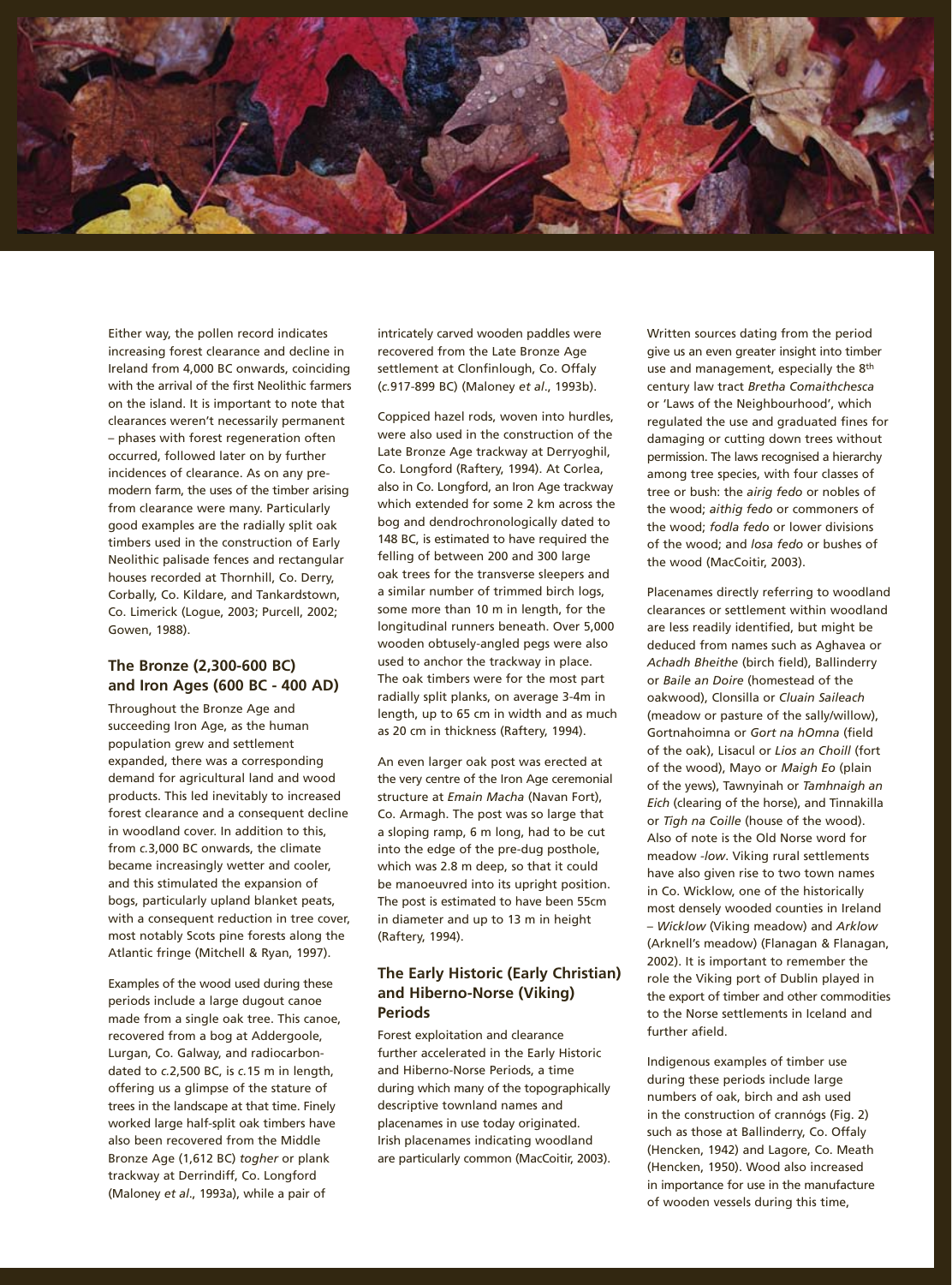Either way, the pollen record indicates increasing forest clearance and decline in Ireland from 4,000 BC onwards, coinciding with the arrival of the first Neolithic farmers on the island. It is important to note that clearances weren't necessarily permanent – phases with forest regeneration often occurred, followed later on by further incidences of clearance. As on any pre-modern farm, the uses of the timber arising from clearance were many. Particularly good examples are the radially split oak timbers used in the construction of Early Neolithic palisade fences and rectangular houses recorded at Thornhill, Co. Derry, Corbally, Co. Kildare, and Tankardstown, Co. Limerick (Logue, 2003; Purcell, 2002; Gowen, 1988).

## The Bronze (2,300-600 BC) and Iron Ages (600 BC - 400 AD)

Throughout the Bronze Age and succeeding Iron Age, as the human population grew and settlement expanded, there was a corresponding demand for agricultural land and wood products. This led inevitably to increased forest clearance and a consequent decline in woodland cover. In addition to this, from *c.*3,000 BC onwards, the climate became increasingly wetter and cooler, and this stimulated the expansion of bogs, particularly upland blanket peats, with a consequent reduction in tree cover, most notably Scots pine forests along the Atlantic fringe (Mitchell & Ryan, 1997).

Examples of the wood used during these periods include a large dugout canoe made from a single oak tree. This canoe, recovered from a bog at Addergoole, Lurgan, Co. Galway, and radiocarbon-dated to *c.*2,500 BC, is *c.*15 m in length, offering us a glimpse of the stature of trees in the landscape at that time. Finely worked large half-split oak timbers have also been recovered from the Middle Bronze Age (1,612 BC) *togher* or plank trackway at Derrindiff, Co. Longford (Maloney *et al*., 1993a), while a pair of intricately carved wooden paddles were recovered from the Late Bronze Age settlement at Clonfinlough, Co. Offaly (*c.*917-899 BC) (Maloney *et al*., 1993b).

Coppiced hazel rods, woven into hurdles, were also used in the construction of the Late Bronze Age trackway at Derryoghil, Co. Longford (Raftery, 1994). At Corlea, also in Co. Longford, an Iron Age trackway which extended for some 2 km across the bog and dendrochronologically dated to 148 BC, is estimated to have required the felling of between 200 and 300 large oak trees for the transverse sleepers and a similar number of trimmed birch logs, some more than 10 m in length, for the longitudinal runners beneath. Over 5,000 wooden obtusely-angled pegs were also used to anchor the trackway in place. The oak timbers were for the most part radially split planks, on average 3-4m in length, up to 65 cm in width and as much as 20 cm in thickness (Raftery, 1994).

An even larger oak post was erected at the very centre of the Iron Age ceremonial structure at *Emain Macha* (Navan Fort), Co. Armagh. The post was so large that a sloping ramp, 6 m long, had to be cut into the edge of the pre-dug posthole, which was 2.8 m deep, so that it could be manoeuvred into its upright position. The post is estimated to have been 55cm in diameter and up to 13 m in height (Raftery, 1994).

## The Early Historic (Early Christian) and Hiberno-Norse (Viking) Periods

Forest exploitation and clearance further accelerated in the Early Historic and Hiberno-Norse Periods, a time during which many of the topographically descriptive townland names and placenames in use today originated. Irish placenames indicating woodland are particularly common (MacCoitir, 2003).

Written sources dating from the period give us an even greater insight into timber use and management, especially the 8th century law tract *Bretha Comaithchesca* or 'Laws of the Neighbourhood', which regulated the use and graduated fines for damaging or cutting down trees without permission. The laws recognised a hierarchy among tree species, with four classes of tree or bush: the *airig fedo* or nobles of the wood; *aithig fedo* or commoners of the wood; *fodla fedo* or lower divisions of the wood; and *losa fedo* or bushes of the wood (MacCoitir, 2003).

Placenames directly referring to woodland clearances or settlement within woodland are less readily identified, but might be deduced from names such as Aghavea or *Achadh Bheithe* (birch field), Ballinderry or *Baile an Doire* (homestead of the oakwood), Clonsilla or *Cluain Saileach* (meadow or pasture of the sally/willow), Gortnahoimna or *Gort na hOmna* (field of the oak), Lisacul or *Lios an Choill* (fort of the wood), Mayo or *Maigh Eo* (plain of the yews), Tawnyinah or *Tamhnaigh an Eich* (clearing of the horse), and Tinnakilla or *Tigh na Coille* (house of the wood). Also of note is the Old Norse word for meadow *-low*. Viking rural settlements have also given rise to two town names in Co. Wicklow, one of the historically most densely wooded counties in Ireland – *Wicklow* (Viking meadow) and *Arklow* (Arknell's meadow) (Flanagan & Flanagan, 2002). It is important to remember the role the Viking port of Dublin played in the export of timber and other commodities to the Norse settlements in Iceland and further afield.

Indigenous examples of timber use during these periods include large numbers of oak, birch and ash used in the construction of crannógs (Fig. 2) such as those at Ballinderry, Co. Offaly (Hencken, 1942) and Lagore, Co. Meath (Hencken, 1950). Wood also increased in importance for use in the manufacture of wooden vessels during this time,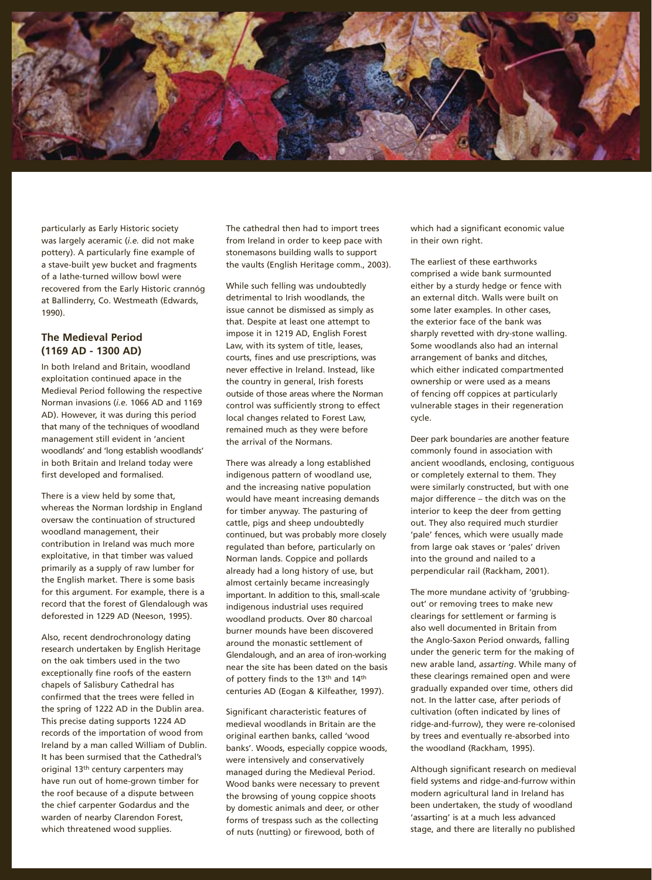particularly as Early Historic society was largely aceramic (*i.e.* did not make pottery). A particularly fine example of a stave-built yew bucket and fragments of a lathe-turned willow bowl were recovered from the Early Historic crannóg at Ballinderry, Co. Westmeath (Edwards, 1990).

### The Medieval Period (1169 AD - 1300 AD)

In both Ireland and Britain, woodland exploitation continued apace in the Medieval Period following the respective Norman invasions (*i.e.* 1066 AD and 1169 AD). However, it was during this period that many of the techniques of woodland management still evident in 'ancient woodlands' and 'long establish woodlands' in both Britain and Ireland today were first developed and formalised.

There is a view held by some that, whereas the Norman lordship in England oversaw the continuation of structured woodland management, their contribution in Ireland was much more exploitative, in that timber was valued primarily as a supply of raw lumber for the English market. There is some basis for this argument. For example, there is a record that the forest of Glendalough was deforested in 1229 AD (Neeson, 1995).

Also, recent dendrochronology dating research undertaken by English Heritage on the oak timbers used in the two exceptionally fine roofs of the eastern chapels of Salisbury Cathedral has confirmed that the trees were felled in the spring of 1222 AD in the Dublin area. This precise dating supports 1224 AD records of the importation of wood from Ireland by a man called William of Dublin. It has been surmised that the Cathedral's original 13th century carpenters may have run out of home-grown timber for the roof because of a dispute between the chief carpenter Godardus and the warden of nearby Clarendon Forest, which threatened wood supplies.

The cathedral then had to import trees from Ireland in order to keep pace with stonemasons building walls to support the vaults (English Heritage comm., 2003).

While such felling was undoubtedly detrimental to Irish woodlands, the issue cannot be dismissed as simply as that. Despite at least one attempt to impose it in 1219 AD, English Forest Law, with its system of title, leases, courts, fines and use prescriptions, was never effective in Ireland. Instead, like the country in general, Irish forests outside of those areas where the Norman control was sufficiently strong to effect local changes related to Forest Law, remained much as they were before the arrival of the Normans.

There was already a long established indigenous pattern of woodland use, and the increasing native population would have meant increasing demands for timber anyway. The pasturing of cattle, pigs and sheep undoubtedly continued, but was probably more closely regulated than before, particularly on Norman lands. Coppice and pollards already had a long history of use, but almost certainly became increasingly important. In addition to this, small-scale indigenous industrial uses required woodland products. Over 80 charcoal burner mounds have been discovered around the monastic settlement of Glendalough, and an area of iron-working near the site has been dated on the basis of pottery finds to the 13th and 14th centuries AD (Eogan & Kilfeather, 1997).

Significant characteristic features of medieval woodlands in Britain are the original earthen banks, called 'wood banks'. Woods, especially coppice woods, were intensively and conservatively managed during the Medieval Period. Wood banks were necessary to prevent the browsing of young coppice shoots by domestic animals and deer, or other forms of trespass such as the collecting of nuts (nutting) or firewood, both of which had a significant economic value in their own right.

The earliest of these earthworks comprised a wide bank surmounted either by a sturdy hedge or fence with an external ditch. Walls were built on some later examples. In other cases, the exterior face of the bank was sharply revetted with dry-stone walling. Some woodlands also had an internal arrangement of banks and ditches, which either indicated compartmented ownership or were used as a means of fencing off coppices at particularly vulnerable stages in their regeneration cycle.

Deer park boundaries are another feature commonly found in association with ancient woodlands, enclosing, contiguous or completely external to them. They were similarly constructed, but with one major difference – the ditch was on the interior to keep the deer from getting out. They also required much sturdier 'pale' fences, which were usually made from large oak staves or 'pales' driven into the ground and nailed to a perpendicular rail (Rackham, 2001).

The more mundane activity of 'grubbing-out' or removing trees to make new clearings for settlement or farming is also well documented in Britain from the Anglo-Saxon Period onwards, falling under the generic term for the making of new arable land, *assarting*. While many of these clearings remained open and were gradually expanded over time, others did not. In the latter case, after periods of cultivation (often indicated by lines of ridge-and-furrow), they were re-colonised by trees and eventually re-absorbed into the woodland (Rackham, 1995).

Although significant research on medieval field systems and ridge-and-furrow within modern agricultural land in Ireland has been undertaken, the study of woodland 'assarting' is at a much less advanced stage, and there are literally no published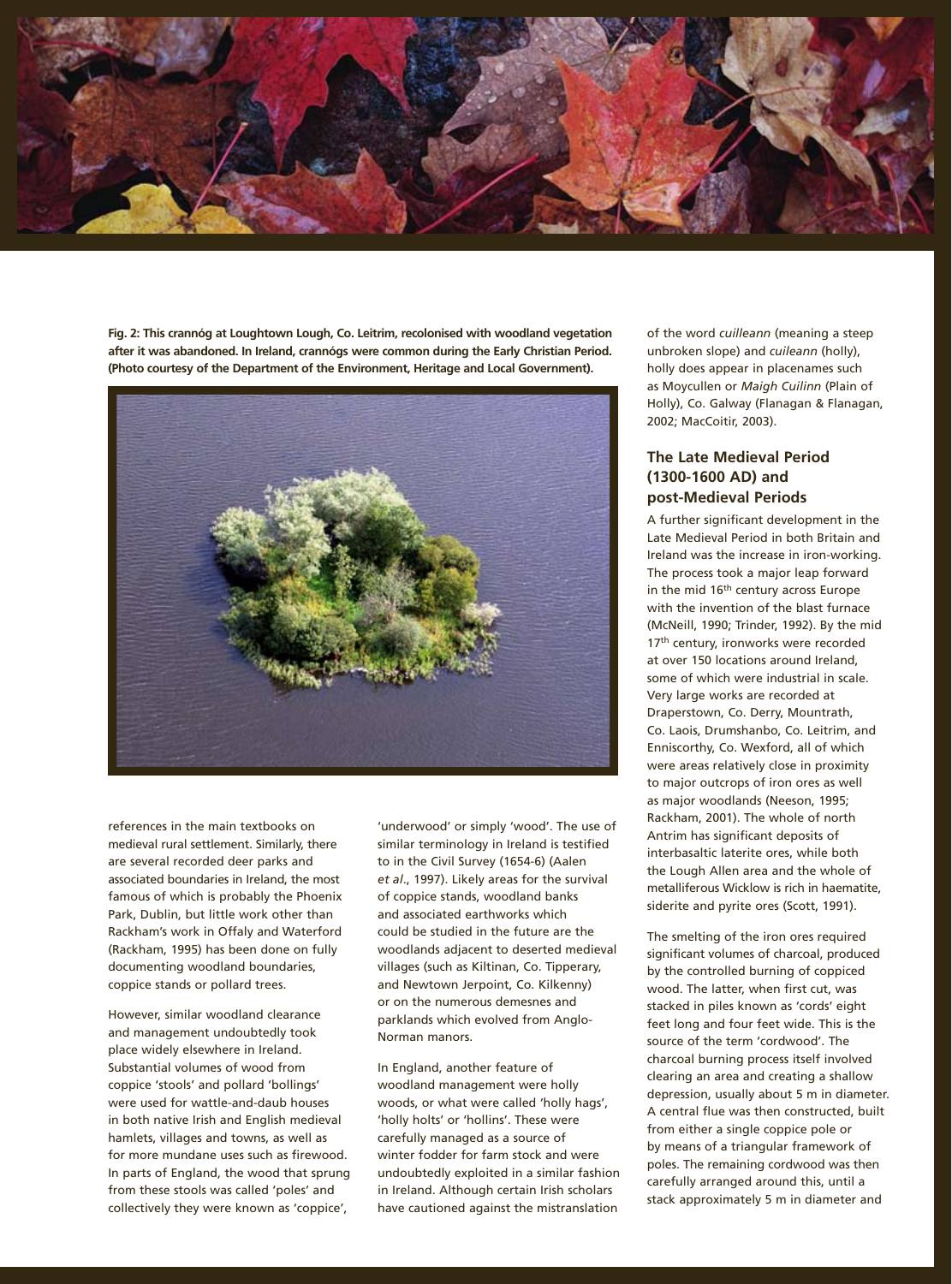**Fig. 2: This crannóg at Loughtown Lough, Co. Leitrim, recolonised with woodland vegetation after it was abandoned. In Ireland, crannógs were common during the Early Christian Period. (Photo courtesy of the Department of the Environment, Heritage and Local Government).**

references in the main textbooks on medieval rural settlement. Similarly, there are several recorded deer parks and associated boundaries in Ireland, the most famous of which is probably the Phoenix Park, Dublin, but little work other than Rackham's work in Offaly and Waterford (Rackham, 1995) has been done on fully documenting woodland boundaries, coppice stands or pollard trees.

However, similar woodland clearance and management undoubtedly took place widely elsewhere in Ireland. Substantial volumes of wood from coppice 'stools' and pollard 'bollings' were used for wattle-and-daub houses in both native Irish and English medieval hamlets, villages and towns, as well as for more mundane uses such as firewood. In parts of England, the wood that sprung from these stools was called 'poles' and collectively they were known as 'coppice', 'underwood' or simply 'wood'. The use of similar terminology in Ireland is testified to in the Civil Survey (1654-6) (Aalen *et al*., 1997). Likely areas for the survival of coppice stands, woodland banks and associated earthworks which could be studied in the future are the woodlands adjacent to deserted medieval villages (such as Kiltinan, Co. Tipperary, and Newtown Jerpoint, Co. Kilkenny) or on the numerous demesnes and parklands which evolved from Anglo-Norman manors.

In England, another feature of woodland management were holly woods, or what were called 'holly hags', 'holly holts' or 'hollins'. These were carefully managed as a source of winter fodder for farm stock and were undoubtedly exploited in a similar fashion in Ireland. Although certain Irish scholars have cautioned against the mistranslation of the word *cuilleann* (meaning a steep unbroken slope) and *cuileann* (holly), holly does appear in placenames such as Moycullen or *Maigh Cuilinn* (Plain of Holly), Co. Galway (Flanagan & Flanagan, 2002; MacCoitir, 2003).

## The Late Medieval Period (1300-1600 AD) and post-Medieval Periods

A further significant development in the Late Medieval Period in both Britain and Ireland was the increase in iron-working. The process took a major leap forward in the mid 16th century across Europe with the invention of the blast furnace (McNeill, 1990; Trinder, 1992). By the mid 17th century, ironworks were recorded at over 150 locations around Ireland, some of which were industrial in scale. Very large works are recorded at Draperstown, Co. Derry, Mountrath, Co. Laois, Drumshanbo, Co. Leitrim, and Enniscorthy, Co. Wexford, all of which were areas relatively close in proximity to major outcrops of iron ores as well as major woodlands (Neeson, 1995; Rackham, 2001). The whole of north Antrim has significant deposits of interbasaltic laterite ores, while both the Lough Allen area and the whole of metalliferous Wicklow is rich in haematite, siderite and pyrite ores (Scott, 1991).

The smelting of the iron ores required significant volumes of charcoal, produced by the controlled burning of coppiced wood. The latter, when first cut, was stacked in piles known as 'cords' eight feet long and four feet wide. This is the source of the term 'cordwood'. The charcoal burning process itself involved clearing an area and creating a shallow depression, usually about 5 m in diameter. A central flue was then constructed, built from either a single coppice pole or by means of a triangular framework of poles. The remaining cordwood was then carefully arranged around this, until a stack approximately 5 m in diameter and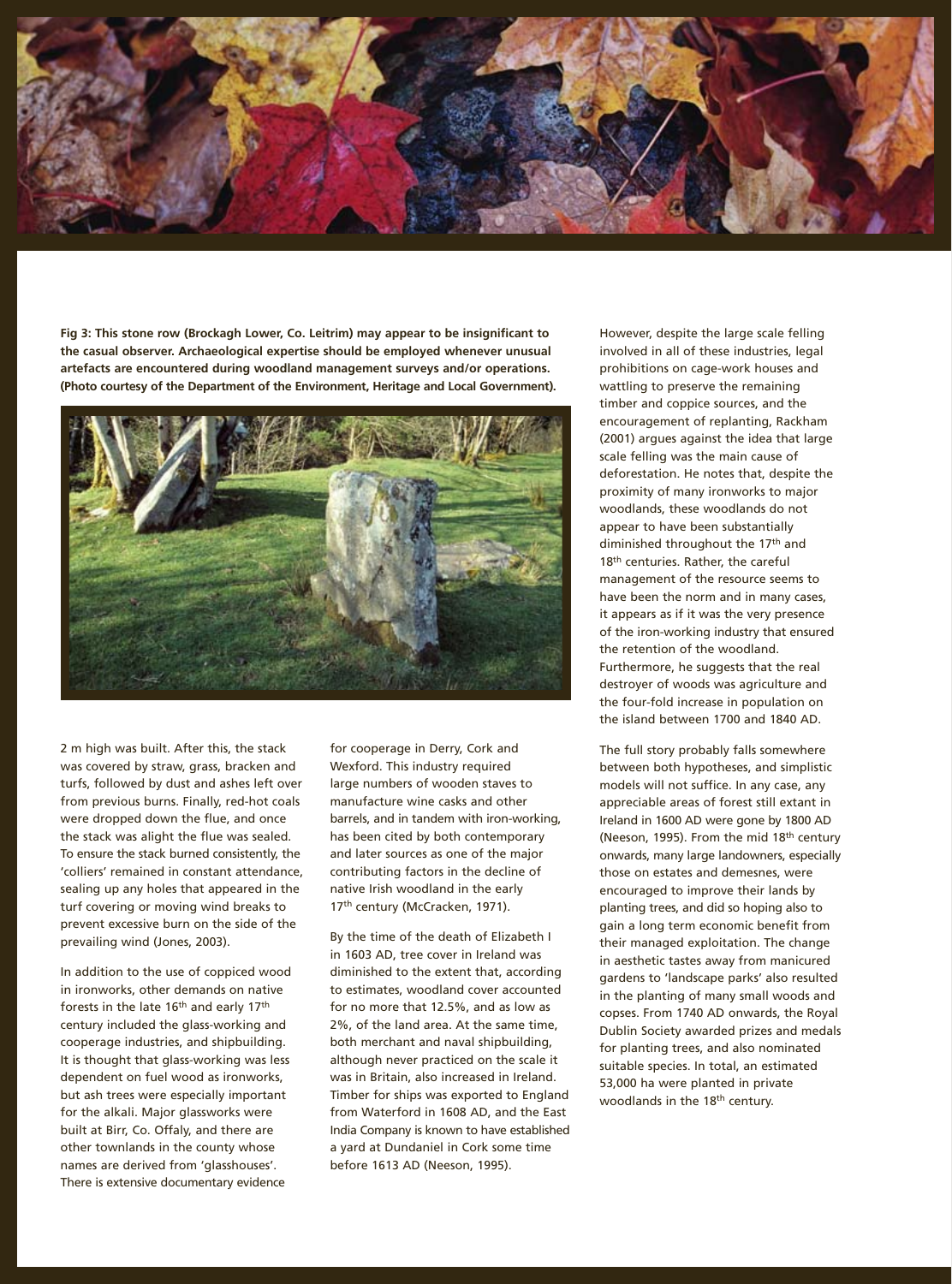**Fig 3: This stone row (Brockagh Lower, Co. Leitrim) may appear to be insignificant to the casual observer. Archaeological expertise should be employed whenever unusual artefacts are encountered during woodland management surveys and/or operations. (Photo courtesy of the Department of the Environment, Heritage and Local Government).**

2 m high was built. After this, the stack was covered by straw, grass, bracken and turfs, followed by dust and ashes left over from previous burns. Finally, red-hot coals were dropped down the flue, and once the stack was alight the flue was sealed. To ensure the stack burned consistently, the 'colliers' remained in constant attendance, sealing up any holes that appeared in the turf covering or moving wind breaks to prevent excessive burn on the side of the prevailing wind (Jones, 2003).

In addition to the use of coppiced wood in ironworks, other demands on native forests in the late 16th and early 17th century included the glass-working and cooperage industries, and shipbuilding. It is thought that glass-working was less dependent on fuel wood as ironworks, but ash trees were especially important for the alkali. Major glassworks were built at Birr, Co. Offaly, and there are other townlands in the county whose names are derived from 'glasshouses'. There is extensive documentary evidence for cooperage in Derry, Cork and Wexford. This industry required large numbers of wooden staves to manufacture wine casks and other barrels, and in tandem with iron-working, has been cited by both contemporary and later sources as one of the major contributing factors in the decline of native Irish woodland in the early 17th century (McCracken, 1971).

By the time of the death of Elizabeth I in 1603 AD, tree cover in Ireland was diminished to the extent that, according to estimates, woodland cover accounted for no more that 12.5%, and as low as 2%, of the land area. At the same time, both merchant and naval shipbuilding, although never practiced on the scale it was in Britain, also increased in Ireland. Timber for ships was exported to England from Waterford in 1608 AD, and the East India Company is known to have established a yard at Dundaniel in Cork some time before 1613 AD (Neeson, 1995).

However, despite the large scale felling involved in all of these industries, legal prohibitions on cage-work houses and wattling to preserve the remaining timber and coppice sources, and the encouragement of replanting, Rackham (2001) argues against the idea that large scale felling was the main cause of deforestation. He notes that, despite the proximity of many ironworks to major woodlands, these woodlands do not appear to have been substantially diminished throughout the 17th and 18th centuries. Rather, the careful management of the resource seems to have been the norm and in many cases, it appears as if it was the very presence of the iron-working industry that ensured the retention of the woodland. Furthermore, he suggests that the real destroyer of woods was agriculture and the four-fold increase in population on the island between 1700 and 1840 AD.

The full story probably falls somewhere between both hypotheses, and simplistic models will not suffice. In any case, any appreciable areas of forest still extant in Ireland in 1600 AD were gone by 1800 AD (Neeson, 1995). From the mid 18th century onwards, many large landowners, especially those on estates and demesnes, were encouraged to improve their lands by planting trees, and did so hoping also to gain a long term economic benefit from their managed exploitation. The change in aesthetic tastes away from manicured gardens to 'landscape parks' also resulted in the planting of many small woods and copses. From 1740 AD onwards, the Royal Dublin Society awarded prizes and medals for planting trees, and also nominated suitable species. In total, an estimated 53,000 ha were planted in private woodlands in the 18th century.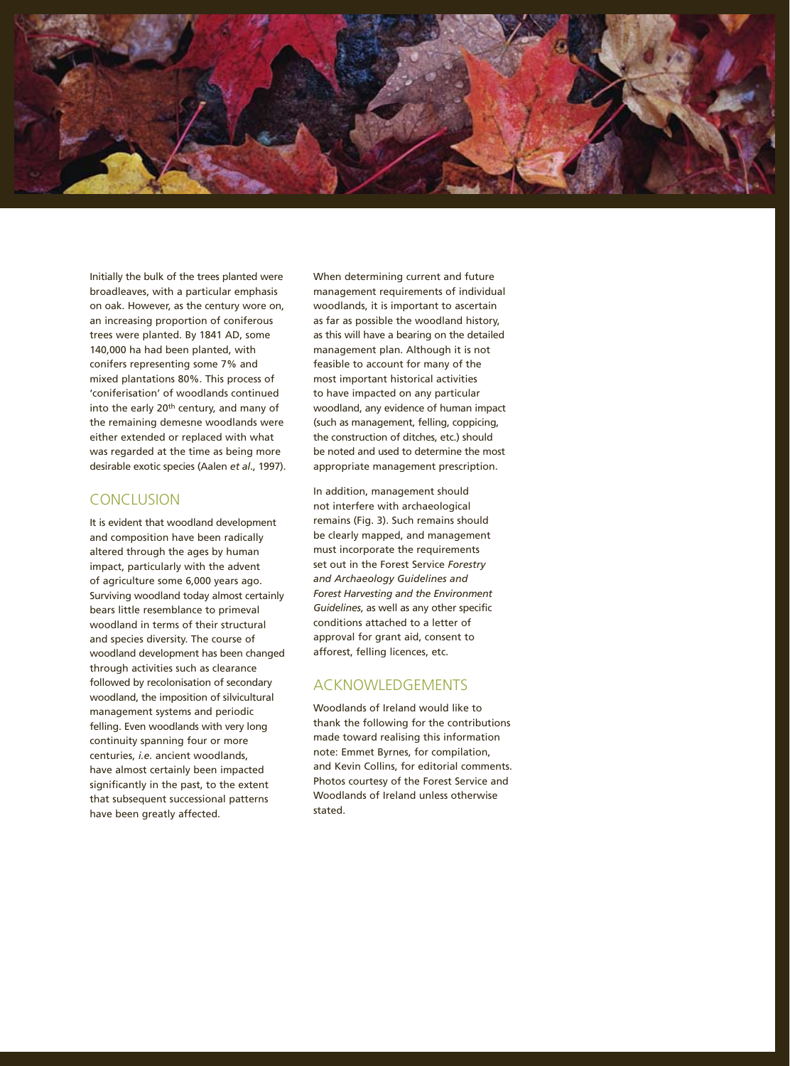Initially the bulk of the trees planted were broadleaves, with a particular emphasis on oak. However, as the century wore on, an increasing proportion of coniferous trees were planted. By 1841 AD, some 140,000 ha had been planted, with conifers representing some 7% and mixed plantations 80%. This process of 'coniferisation' of woodlands continued into the early 20th century, and many of the remaining demesne woodlands were either extended or replaced with what was regarded at the time as being more desirable exotic species (Aalen *et al*., 1997).

## CONCLUSION

It is evident that woodland development and composition have been radically altered through the ages by human impact, particularly with the advent of agriculture some 6,000 years ago. Surviving woodland today almost certainly bears little resemblance to primeval woodland in terms of their structural and species diversity. The course of woodland development has been changed through activities such as clearance followed by recolonisation of secondary woodland, the imposition of silvicultural management systems and periodic felling. Even woodlands with very long continuity spanning four or more centuries, *i.e.* ancient woodlands, have almost certainly been impacted significantly in the past, to the extent that subsequent successional patterns have been greatly affected.

When determining current and future management requirements of individual woodlands, it is important to ascertain as far as possible the woodland history, as this will have a bearing on the detailed management plan. Although it is not feasible to account for many of the most important historical activities to have impacted on any particular woodland, any evidence of human impact (such as management, felling, coppicing, the construction of ditches, etc.) should be noted and used to determine the most appropriate management prescription.

In addition, management should not interfere with archaeological remains (Fig. 3). Such remains should be clearly mapped, and management must incorporate the requirements set out in the Forest Service *Forestry and Archaeology Guidelines and Forest Harvesting and the Environment Guidelines*, as well as any other specific conditions attached to a letter of approval for grant aid, consent to afforest, felling licences, etc.

## ACKNOWLEDGEMENTS

Woodlands of Ireland would like to thank the following for the contributions made toward realising this information note: Emmet Byrnes, for compilation, and Kevin Collins, for editorial comments. Photos courtesy of the Forest Service and Woodlands of Ireland unless otherwise stated.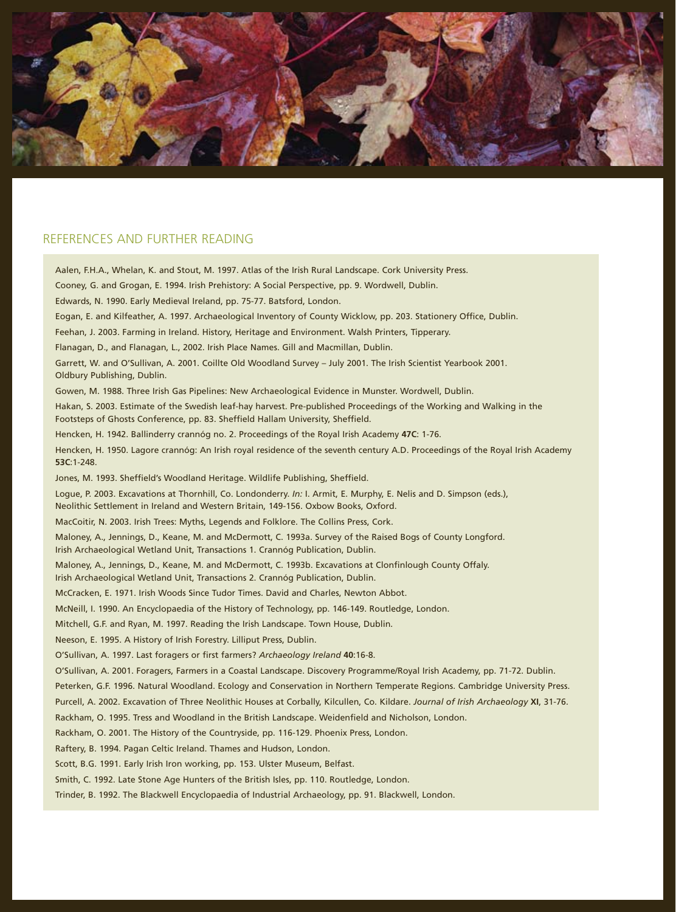## REFERENCES AND FURTHER READING

Aalen, F.H.A., Whelan, K. and Stout, M. 1997. Atlas of the Irish Rural Landscape. Cork University Press.

Cooney, G. and Grogan, E. 1994. Irish Prehistory: A Social Perspective, pp. 9. Wordwell, Dublin.

Edwards, N. 1990. Early Medieval Ireland, pp. 75-77. Batsford, London.

Eogan, E. and Kilfeather, A. 1997. Archaeological Inventory of County Wicklow, pp. 203. Stationery Office, Dublin.

Feehan, J. 2003. Farming in Ireland. History, Heritage and Environment. Walsh Printers, Tipperary.

Flanagan, D., and Flanagan, L., 2002. Irish Place Names. Gill and Macmillan, Dublin.

Garrett, W. and O'Sullivan, A. 2001. Coillte Old Woodland Survey – July 2001. The Irish Scientist Yearbook 2001. Oldbury Publishing, Dublin.

Gowen, M. 1988. Three Irish Gas Pipelines: New Archaeological Evidence in Munster. Wordwell, Dublin.

Hakan, S. 2003. Estimate of the Swedish leaf-hay harvest. Pre-published Proceedings of the Working and Walking in the Footsteps of Ghosts Conference, pp. 83. Sheffield Hallam University, Sheffield.

Hencken, H. 1942. Ballinderry crannóg no. 2. Proceedings of the Royal Irish Academy **47C**: 1-76.

Hencken, H. 1950. Lagore crannóg: An Irish royal residence of the seventh century A.D. Proceedings of the Royal Irish Academy **53C**:1-248.

Jones, M. 1993. Sheffield's Woodland Heritage. Wildlife Publishing, Sheffield.

Logue, P. 2003. Excavations at Thornhill, Co. Londonderry. *In:* I. Armit, E. Murphy, E. Nelis and D. Simpson (eds.), Neolithic Settlement in Ireland and Western Britain, 149-156. Oxbow Books, Oxford.

MacCoitir, N. 2003. Irish Trees: Myths, Legends and Folklore. The Collins Press, Cork.

Maloney, A., Jennings, D., Keane, M. and McDermott, C. 1993a. Survey of the Raised Bogs of County Longford. Irish Archaeological Wetland Unit, Transactions 1. Crannóg Publication, Dublin.

Maloney, A., Jennings, D., Keane, M. and McDermott, C. 1993b. Excavations at Clonfinlough County Offaly. Irish Archaeological Wetland Unit, Transactions 2. Crannóg Publication, Dublin.

McCracken, E. 1971. Irish Woods Since Tudor Times. David and Charles, Newton Abbot.

McNeill, I. 1990. An Encyclopaedia of the History of Technology, pp. 146-149. Routledge, London.

Mitchell, G.F. and Ryan, M. 1997. Reading the Irish Landscape. Town House, Dublin.

Neeson, E. 1995. A History of Irish Forestry. Lilliput Press, Dublin.

O'Sullivan, A. 1997. Last foragers or first farmers? *Archaeology Ireland* **40**:16-8.

O'Sullivan, A. 2001. Foragers, Farmers in a Coastal Landscape. Discovery Programme/Royal Irish Academy, pp. 71-72. Dublin.

Peterken, G.F. 1996. Natural Woodland. Ecology and Conservation in Northern Temperate Regions. Cambridge University Press.

Purcell, A. 2002. Excavation of Three Neolithic Houses at Corbally, Kilcullen, Co. Kildare. *Journal of Irish Archaeology* **XI**, 31-76.

Rackham, O. 1995. Tress and Woodland in the British Landscape. Weidenfield and Nicholson, London.

Rackham, O. 2001. The History of the Countryside, pp. 116-129. Phoenix Press, London.

Raftery, B. 1994. Pagan Celtic Ireland. Thames and Hudson, London.

Scott, B.G. 1991. Early Irish Iron working, pp. 153. Ulster Museum, Belfast.

Smith, C. 1992. Late Stone Age Hunters of the British Isles, pp. 110. Routledge, London.

Trinder, B. 1992. The Blackwell Encyclopaedia of Industrial Archaeology, pp. 91. Blackwell, London.